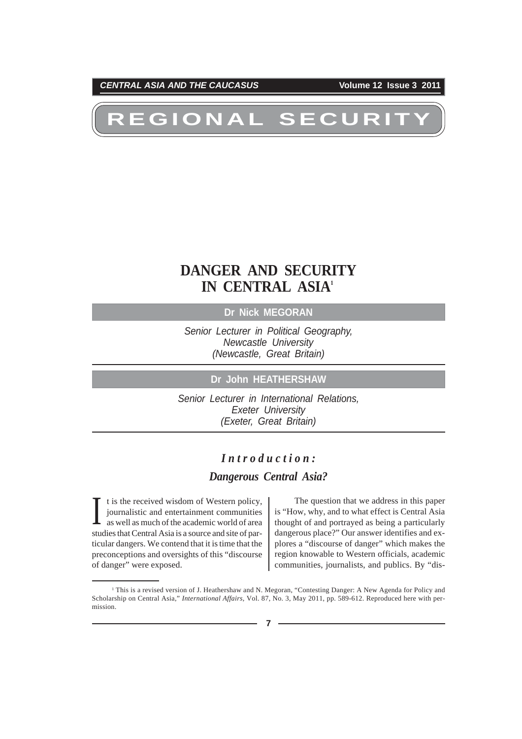# REGIONAL SECURITY

## DANGER AND SECURITY IN CENTRAL ASIA[1]

**Dr Nick MEGORAN**

*Senior Lecturer in Political Geography, Newcastle University (Newcastle, Great Britain)*

**Dr John HEATHERSHAW**

*Senior Lecturer in International Relations, Exeter University (Exeter, Great Britain)*

### *Introduction: Dangerous Central Asia?*

It is the received wisdom of Western policy, journalistic and entertainment communities as well as much of the academic world of area studies that Central Asia is a source and site of particular dangers. We contend that it is time that the preconceptions and oversights of this "discourse of danger" were exposed.

The question that we address in this paper is "How, why, and to what effect is Central Asia thought of and portrayed as being a particularly dangerous place?" Our answer identifies and explores a "discourse of danger" which makes the region knowable to Western officials, academic communities, journalists, and publics. By "dis-

---

[1] This is a revised version of J. Heathershaw and N. Megoran, "Contesting Danger: A New Agenda for Policy and Scholarship on Central Asia," *International Affairs*, Vol. 87, No. 3, May 2011, pp. 589-612. Reproduced here with permission.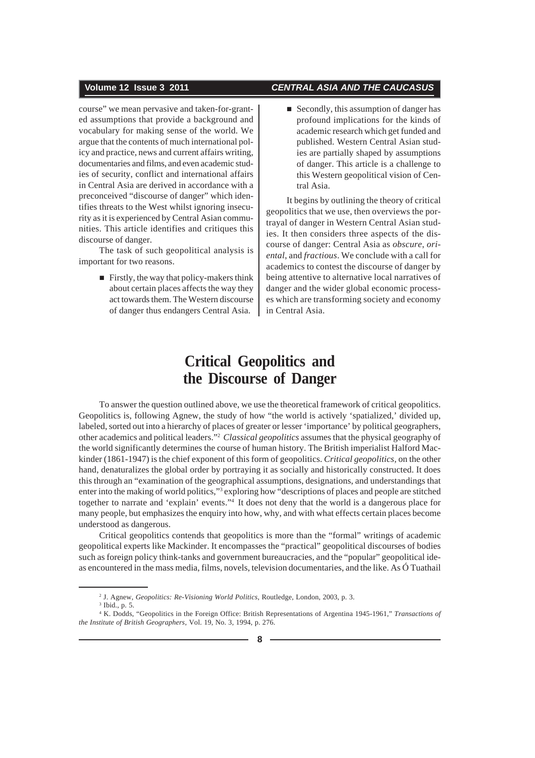course" we mean pervasive and taken-for-granted assumptions that provide a background and vocabulary for making sense of the world. We argue that the contents of much international policy and practice, news and current affairs writing, documentaries and films, and even academic studies of security, conflict and international affairs in Central Asia are derived in accordance with a preconceived "discourse of danger" which identifies threats to the West whilst ignoring insecurity as it is experienced by Central Asian communities. This article identifies and critiques this discourse of danger.

The task of such geopolitical analysis is important for two reasons.

- Firstly, the way that policy-makers think about certain places affects the way they act towards them. The Western discourse of danger thus endangers Central Asia.
- Secondly, this assumption of danger has profound implications for the kinds of academic research which get funded and published. Western Central Asian studies are partially shaped by assumptions of danger. This article is a challenge to this Western geopolitical vision of Central Asia.

It begins by outlining the theory of critical geopolitics that we use, then overviews the portrayal of danger in Western Central Asian studies. It then considers three aspects of the discourse of danger: Central Asia as *obscure*, *oriental*, and *fractious*. We conclude with a call for academics to contest the discourse of danger by being attentive to alternative local narratives of danger and the wider global economic processes which are transforming society and economy in Central Asia.

# Critical Geopolitics and the Discourse of Danger

To answer the question outlined above, we use the theoretical framework of critical geopolitics. Geopolitics is, following Agnew, the study of how "the world is actively 'spatialized,' divided up, labeled, sorted out into a hierarchy of places of greater or lesser 'importance' by political geographers, other academics and political leaders."[2] *Classical geopolitics* assumes that the physical geography of the world significantly determines the course of human history. The British imperialist Halford Mackinder (1861-1947) is the chief exponent of this form of geopolitics. *Critical geopolitics*, on the other hand, denaturalizes the global order by portraying it as socially and historically constructed. It does this through an "examination of the geographical assumptions, designations, and understandings that enter into the making of world politics,"[3] exploring how "descriptions of places and people are stitched together to narrate and 'explain' events."[4] It does not deny that the world is a dangerous place for many people, but emphasizes the enquiry into how, why, and with what effects certain places become understood as dangerous.

Critical geopolitics contends that geopolitics is more than the "formal" writings of academic geopolitical experts like Mackinder. It encompasses the "practical" geopolitical discourses of bodies such as foreign policy think-tanks and government bureaucracies, and the "popular" geopolitical ideas encountered in the mass media, films, novels, television documentaries, and the like. As Ó Tuathail

---

[2] J. Agnew, *Geopolitics: Re-Visioning World Politics*, Routledge, London, 2003, p. 3.

[3] Ibid., p. 5.

[4] K. Dodds, "Geopolitics in the Foreign Office: British Representations of Argentina 1945-1961," *Transactions of the Institute of British Geographers*, Vol. 19, No. 3, 1994, p. 276.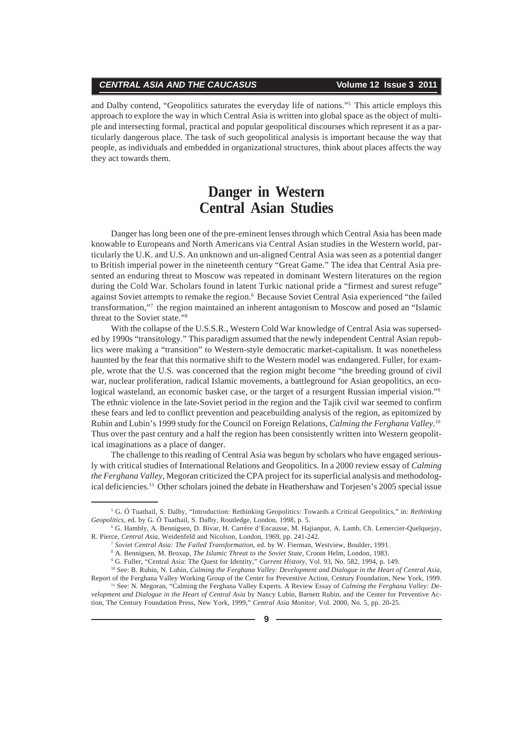and Dalby contend, "Geopolitics saturates the everyday life of nations."[5] This article employs this approach to explore the way in which Central Asia is written into global space as the object of multiple and intersecting formal, practical and popular geopolitical discourses which represent it as a particularly dangerous place. The task of such geopolitical analysis is important because the way that people, as individuals and embedded in organizational structures, think about places affects the way they act towards them.

## Danger in Western Central Asian Studies

Danger has long been one of the pre-eminent lenses through which Central Asia has been made knowable to Europeans and North Americans via Central Asian studies in the Western world, particularly the U.K. and U.S. An unknown and un-aligned Central Asia was seen as a potential danger to British imperial power in the nineteenth century "Great Game." The idea that Central Asia presented an enduring threat to Moscow was repeated in dominant Western literatures on the region during the Cold War. Scholars found in latent Turkic national pride a "firmest and surest refuge" against Soviet attempts to remake the region.[6] Because Soviet Central Asia experienced "the failed transformation,"[7] the region maintained an inherent antagonism to Moscow and posed an "Islamic threat to the Soviet state."[8]

With the collapse of the U.S.S.R., Western Cold War knowledge of Central Asia was superseded by 1990s "transitology." This paradigm assumed that the newly independent Central Asian republics were making a "transition" to Western-style democratic market-capitalism. It was nonetheless haunted by the fear that this normative shift to the Western model was endangered. Fuller, for example, wrote that the U.S. was concerned that the region might become "the breeding ground of civil war, nuclear proliferation, radical Islamic movements, a battleground for Asian geopolitics, an ecological wasteland, an economic basket case, or the target of a resurgent Russian imperial vision."[9] The ethnic violence in the late-Soviet period in the region and the Tajik civil war seemed to confirm these fears and led to conflict prevention and peacebuilding analysis of the region, as epitomized by Rubin and Lubin's 1999 study for the Council on Foreign Relations, *Calming the Ferghana Valley*.[10] Thus over the past century and a half the region has been consistently written into Western geopolitical imaginations as a place of danger.

The challenge to this reading of Central Asia was begun by scholars who have engaged seriously with critical studies of International Relations and Geopolitics. In a 2000 review essay of *Calming the Ferghana Valley*, Megoran criticized the CPA project for its superficial analysis and methodological deficiencies.[11] Other scholars joined the debate in Heathershaw and Torjesen's 2005 special issue

---

[5] G. Ó Tuathail, S. Dalby, "Introduction: Rethinking Geopolitics: Towards a Critical Geopolitics," in: *Rethinking Geopolitics*, ed. by G. Ó Tuathail, S. Dalby, Routledge, London, 1998, p. 5.

[6] G. Hambly, A. Bennigsen, D. Bivar, H. Carrère d'Encausse, M. Hajianpur, A. Lamb, Ch. Lemercier-Quelquejay, R. Pierce, *Central Asia*, Weidenfeld and Nicolson, London, 1969, pp. 241-242.

[7] *Soviet Central Asia: The Failed Transformation*, ed. by W. Fierman, Westview, Boulder, 1991.

[8] A. Bennigsen, M. Broxup, *The Islamic Threat to the Soviet State*, Croom Helm, London, 1983.

[9] G. Fuller, "Central Asia: The Quest for Identity," *Current History*, Vol. 93, No. 582, 1994, p. 149.

[10] See: B. Rubin, N. Lubin, *Calming the Ferghana Valley: Development and Dialogue in the Heart of Central Asia*, Report of the Ferghana Valley Working Group of the Center for Preventive Action, Century Foundation, New York, 1999.

[11] See: N. Megoran, "Calming the Ferghana Valley Experts. A Review Essay of *Calming the Ferghana Valley: Development and Dialogue in the Heart of Central Asia* by Nancy Lubin, Barnett Rubin, and the Center for Preventive Action, The Century Foundation Press, New York, 1999," *Central Asia Monitor*, Vol. 2000, No. 5, pp. 20-25.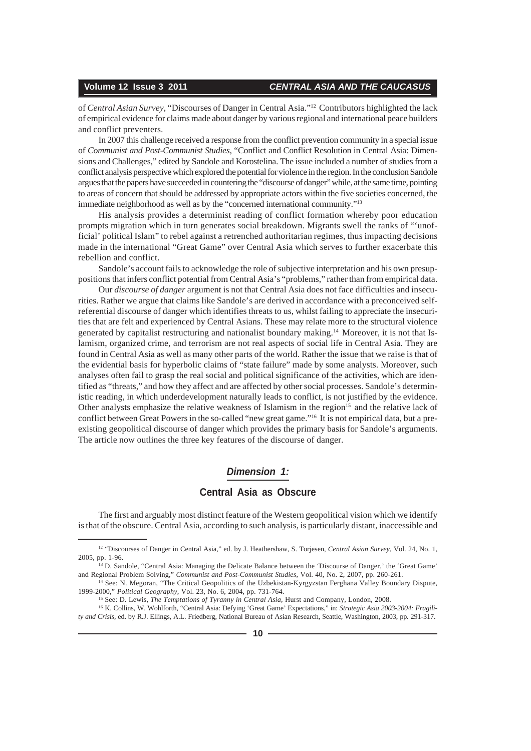of *Central Asian Survey*, "Discourses of Danger in Central Asia."[12] Contributors highlighted the lack of empirical evidence for claims made about danger by various regional and international peace builders and conflict preventers.

In 2007 this challenge received a response from the conflict prevention community in a special issue of *Communist and Post-Communist Studies*, "Conflict and Conflict Resolution in Central Asia: Dimensions and Challenges," edited by Sandole and Korostelina. The issue included a number of studies from a conflict analysis perspective which explored the potential for violence in the region. In the conclusion Sandole argues that the papers have succeeded in countering the "discourse of danger" while, at the same time, pointing to areas of concern that should be addressed by appropriate actors within the five societies concerned, the immediate neighborhood as well as by the "concerned international community."[13]

His analysis provides a determinist reading of conflict formation whereby poor education prompts migration which in turn generates social breakdown. Migrants swell the ranks of "'unofficial' political Islam" to rebel against a retrenched authoritarian regimes, thus impacting decisions made in the international "Great Game" over Central Asia which serves to further exacerbate this rebellion and conflict.

Sandole's account fails to acknowledge the role of subjective interpretation and his own presuppositions that infers conflict potential from Central Asia's "problems," rather than from empirical data.

Our *discourse of danger* argument is not that Central Asia does not face difficulties and insecurities. Rather we argue that claims like Sandole's are derived in accordance with a preconceived self-referential discourse of danger which identifies threats to us, whilst failing to appreciate the insecurities that are felt and experienced by Central Asians. These may relate more to the structural violence generated by capitalist restructuring and nationalist boundary making.[14] Moreover, it is not that Islamism, organized crime, and terrorism are not real aspects of social life in Central Asia. They are found in Central Asia as well as many other parts of the world. Rather the issue that we raise is that of the evidential basis for hyperbolic claims of "state failure" made by some analysts. Moreover, such analyses often fail to grasp the real social and political significance of the activities, which are identified as "threats," and how they affect and are affected by other social processes. Sandole's deterministic reading, in which underdevelopment naturally leads to conflict, is not justified by the evidence. Other analysts emphasize the relative weakness of Islamism in the region[15] and the relative lack of conflict between Great Powers in the so-called "new great game."[16] It is not empirical data, but a pre-existing geopolitical discourse of danger which provides the primary basis for Sandole's arguments. The article now outlines the three key features of the discourse of danger.

## *Dimension 1:*

## Central Asia as Obscure

The first and arguably most distinct feature of the Western geopolitical vision which we identify is that of the obscure. Central Asia, according to such analysis, is particularly distant, inaccessible and

---

[12] "Discourses of Danger in Central Asia," ed. by J. Heathershaw, S. Torjesen, *Central Asian Survey*, Vol. 24, No. 1, 2005, pp. 1-96.

[13] D. Sandole, "Central Asia: Managing the Delicate Balance between the 'Discourse of Danger,' the 'Great Game' and Regional Problem Solving," *Communist and Post-Communist Studies*, Vol. 40, No. 2, 2007, pp. 260-261.

[14] See: N. Megoran, "The Critical Geopolitics of the Uzbekistan-Kyrgyzstan Ferghana Valley Boundary Dispute, 1999-2000," *Political Geography*, Vol. 23, No. 6, 2004, pp. 731-764.

[15] See: D. Lewis, *The Temptations of Tyranny in Central Asia*, Hurst and Company, London, 2008.

[16] K. Collins, W. Wohlforth, "Central Asia: Defying 'Great Game' Expectations," in: *Strategic Asia 2003-2004: Fragility and Crisis*, ed. by R.J. Ellings, A.L. Friedberg, National Bureau of Asian Research, Seattle, Washington, 2003, pp. 291-317.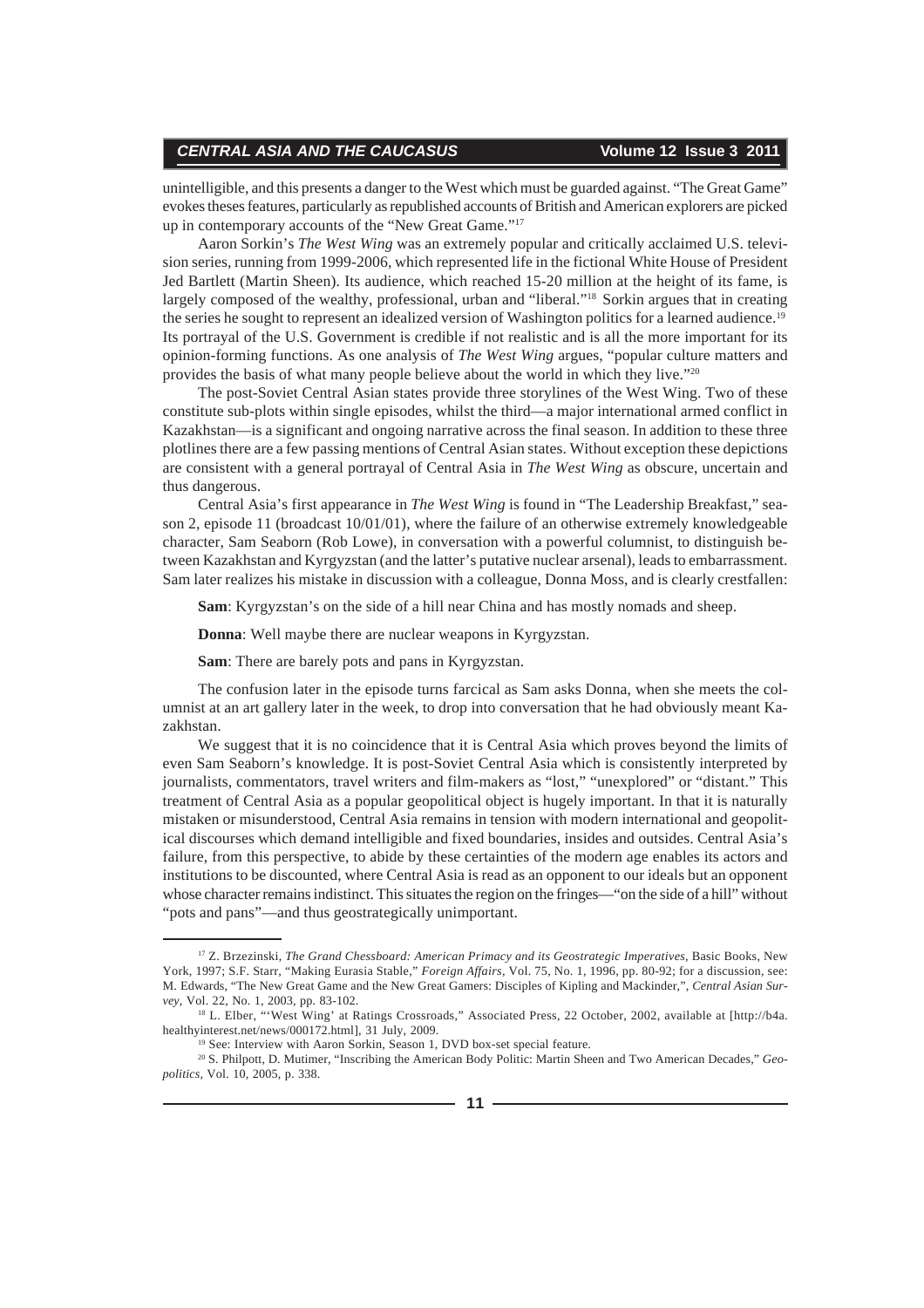unintelligible, and this presents a danger to the West which must be guarded against. "The Great Game" evokes theses features, particularly as republished accounts of British and American explorers are picked up in contemporary accounts of the "New Great Game."[17]

Aaron Sorkin's *The West Wing* was an extremely popular and critically acclaimed U.S. television series, running from 1999-2006, which represented life in the fictional White House of President Jed Bartlett (Martin Sheen). Its audience, which reached 15-20 million at the height of its fame, is largely composed of the wealthy, professional, urban and "liberal."[18] Sorkin argues that in creating the series he sought to represent an idealized version of Washington politics for a learned audience.[19] Its portrayal of the U.S. Government is credible if not realistic and is all the more important for its opinion-forming functions. As one analysis of *The West Wing* argues, "popular culture matters and provides the basis of what many people believe about the world in which they live."[20]

The post-Soviet Central Asian states provide three storylines of the West Wing. Two of these constitute sub-plots within single episodes, whilst the third—a major international armed conflict in Kazakhstan—is a significant and ongoing narrative across the final season. In addition to these three plotlines there are a few passing mentions of Central Asian states. Without exception these depictions are consistent with a general portrayal of Central Asia in *The West Wing* as obscure, uncertain and thus dangerous.

Central Asia's first appearance in *The West Wing* is found in "The Leadership Breakfast," season 2, episode 11 (broadcast 10/01/01), where the failure of an otherwise extremely knowledgeable character, Sam Seaborn (Rob Lowe), in conversation with a powerful columnist, to distinguish between Kazakhstan and Kyrgyzstan (and the latter's putative nuclear arsenal), leads to embarrassment. Sam later realizes his mistake in discussion with a colleague, Donna Moss, and is clearly crestfallen:

**Sam**: Kyrgyzstan's on the side of a hill near China and has mostly nomads and sheep.

**Donna**: Well maybe there are nuclear weapons in Kyrgyzstan.

**Sam**: There are barely pots and pans in Kyrgyzstan.

The confusion later in the episode turns farcical as Sam asks Donna, when she meets the columnist at an art gallery later in the week, to drop into conversation that he had obviously meant Kazakhstan.

We suggest that it is no coincidence that it is Central Asia which proves beyond the limits of even Sam Seaborn's knowledge. It is post-Soviet Central Asia which is consistently interpreted by journalists, commentators, travel writers and film-makers as "lost," "unexplored" or "distant." This treatment of Central Asia as a popular geopolitical object is hugely important. In that it is naturally mistaken or misunderstood, Central Asia remains in tension with modern international and geopolitical discourses which demand intelligible and fixed boundaries, insides and outsides. Central Asia's failure, from this perspective, to abide by these certainties of the modern age enables its actors and institutions to be discounted, where Central Asia is read as an opponent to our ideals but an opponent whose character remains indistinct. This situates the region on the fringes—"on the side of a hill" without "pots and pans"—and thus geostrategically unimportant.

---

[17] Z. Brzezinski, *The Grand Chessboard: American Primacy and its Geostrategic Imperatives*, Basic Books, New York, 1997; S.F. Starr, "Making Eurasia Stable," *Foreign Affairs*, Vol. 75, No. 1, 1996, pp. 80-92; for a discussion, see: M. Edwards, "The New Great Game and the New Great Gamers: Disciples of Kipling and Mackinder," *Central Asian Survey*, Vol. 22, No. 1, 2003, pp. 83-102.

[18] L. Elber, "'West Wing' at Ratings Crossroads," Associated Press, 22 October, 2002, available at [http://b4a.healthyinterest.net/news/000172.html], 31 July, 2009.

[19] See: Interview with Aaron Sorkin, Season 1, DVD box-set special feature.

[20] S. Philpott, D. Mutimer, "Inscribing the American Body Politic: Martin Sheen and Two American Decades," *Geopolitics*, Vol. 10, 2005, p. 338.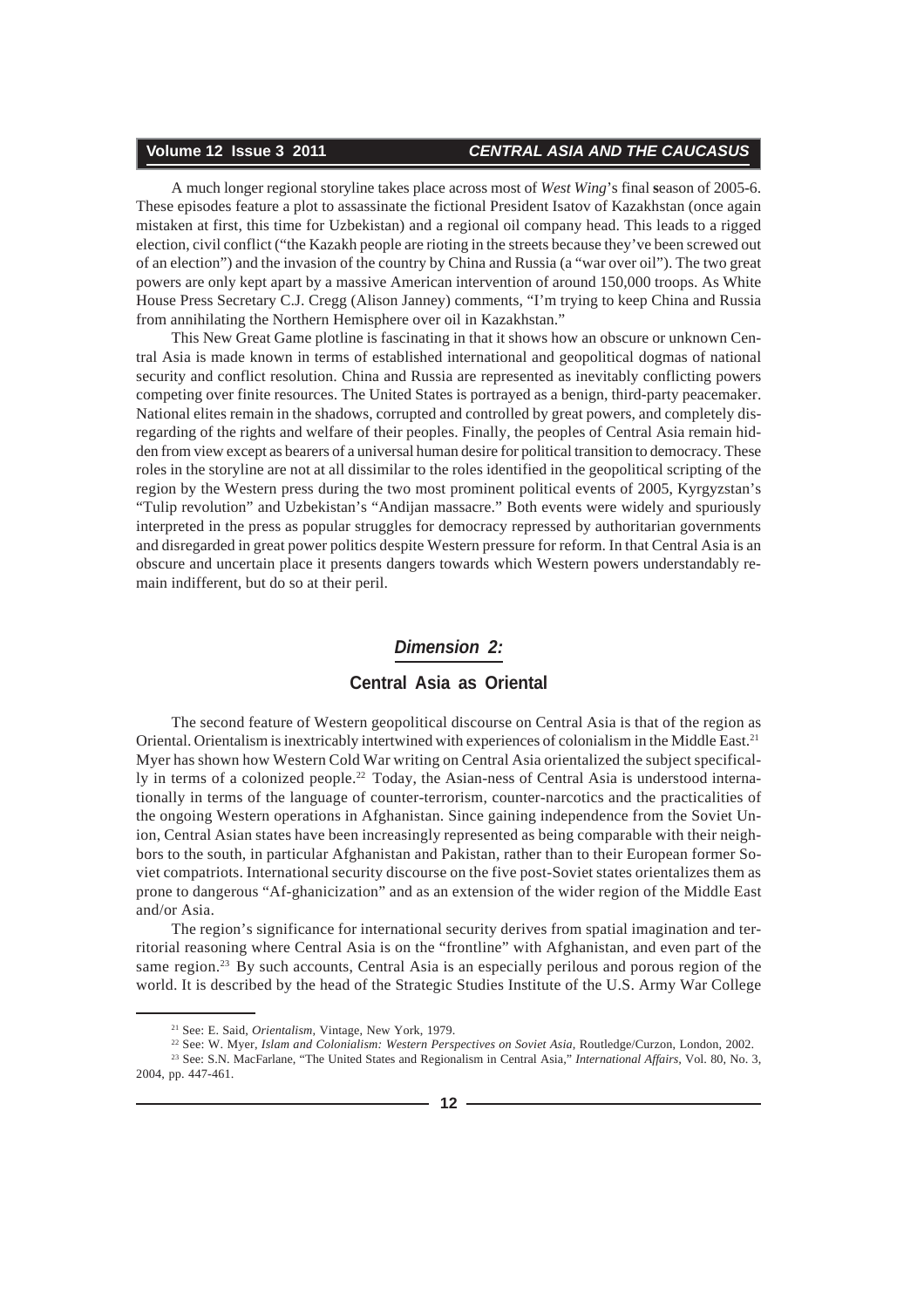A much longer regional storyline takes place across most of *West Wing*'s final season of 2005-6. These episodes feature a plot to assassinate the fictional President Isatov of Kazakhstan (once again mistaken at first, this time for Uzbekistan) and a regional oil company head. This leads to a rigged election, civil conflict ("the Kazakh people are rioting in the streets because they've been screwed out of an election") and the invasion of the country by China and Russia (a "war over oil"). The two great powers are only kept apart by a massive American intervention of around 150,000 troops. As White House Press Secretary C.J. Cregg (Alison Janney) comments, "I'm trying to keep China and Russia from annihilating the Northern Hemisphere over oil in Kazakhstan."

This New Great Game plotline is fascinating in that it shows how an obscure or unknown Central Asia is made known in terms of established international and geopolitical dogmas of national security and conflict resolution. China and Russia are represented as inevitably conflicting powers competing over finite resources. The United States is portrayed as a benign, third-party peacemaker. National elites remain in the shadows, corrupted and controlled by great powers, and completely disregarding of the rights and welfare of their peoples. Finally, the peoples of Central Asia remain hidden from view except as bearers of a universal human desire for political transition to democracy. These roles in the storyline are not at all dissimilar to the roles identified in the geopolitical scripting of the region by the Western press during the two most prominent political events of 2005, Kyrgyzstan's "Tulip revolution" and Uzbekistan's "Andijan massacre." Both events were widely and spuriously interpreted in the press as popular struggles for democracy repressed by authoritarian governments and disregarded in great power politics despite Western pressure for reform. In that Central Asia is an obscure and uncertain place it presents dangers towards which Western powers understandably remain indifferent, but do so at their peril.

## *Dimension 2:*

## Central Asia as Oriental

The second feature of Western geopolitical discourse on Central Asia is that of the region as Oriental. Orientalism is inextricably intertwined with experiences of colonialism in the Middle East.[21] Myer has shown how Western Cold War writing on Central Asia orientalized the subject specifically in terms of a colonized people.[22] Today, the Asian-ness of Central Asia is understood internationally in terms of the language of counter-terrorism, counter-narcotics and the practicalities of the ongoing Western operations in Afghanistan. Since gaining independence from the Soviet Union, Central Asian states have been increasingly represented as being comparable with their neighbors to the south, in particular Afghanistan and Pakistan, rather than to their European former Soviet compatriots. International security discourse on the five post-Soviet states orientalizes them as prone to dangerous "Af-ghanicization" and as an extension of the wider region of the Middle East and/or Asia.

The region's significance for international security derives from spatial imagination and territorial reasoning where Central Asia is on the "frontline" with Afghanistan, and even part of the same region.[23] By such accounts, Central Asia is an especially perilous and porous region of the world. It is described by the head of the Strategic Studies Institute of the U.S. Army War College

---

[21] See: E. Said, *Orientalism*, Vintage, New York, 1979.

[22] See: W. Myer, *Islam and Colonialism: Western Perspectives on Soviet Asia*, Routledge/Curzon, London, 2002.

[23] See: S.N. MacFarlane, "The United States and Regionalism in Central Asia," *International Affairs*, Vol. 80, No. 3, 2004, pp. 447-461.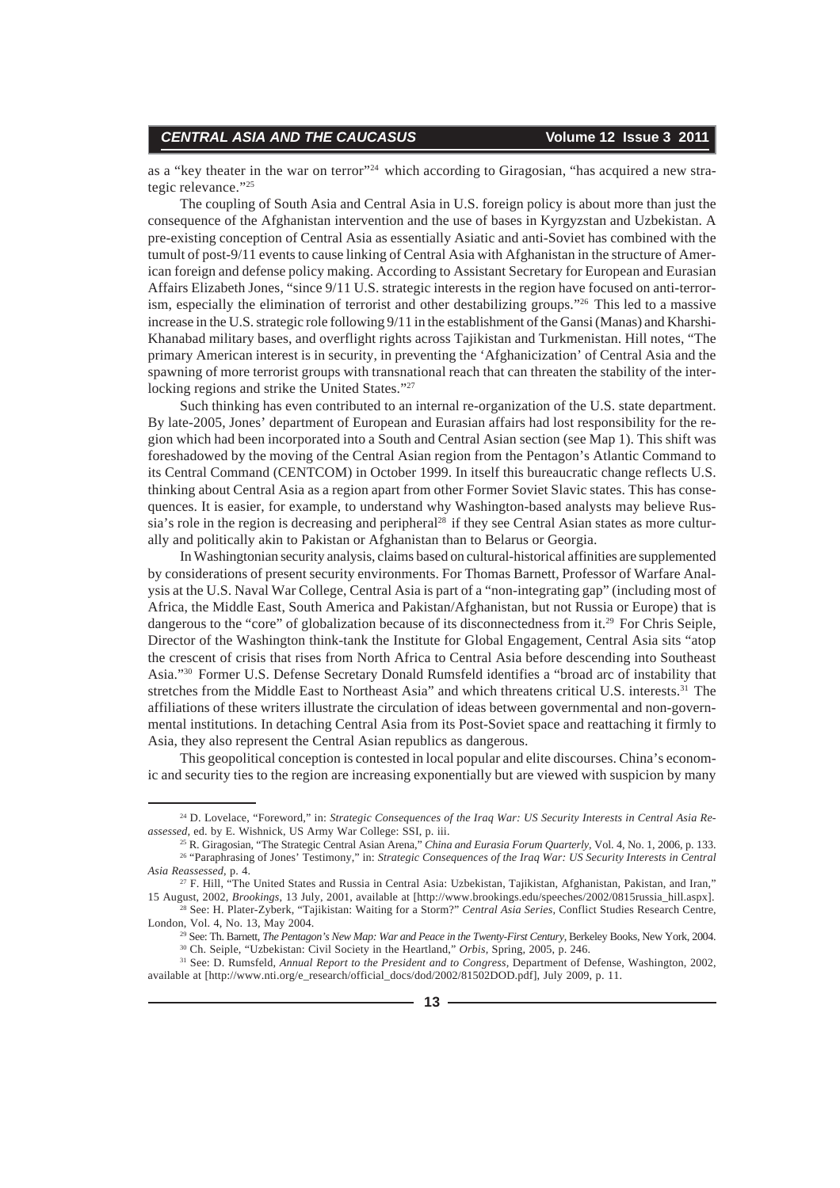as a "key theater in the war on terror"[24] which according to Giragosian, "has acquired a new strategic relevance."[25]

The coupling of South Asia and Central Asia in U.S. foreign policy is about more than just the consequence of the Afghanistan intervention and the use of bases in Kyrgyzstan and Uzbekistan. A pre-existing conception of Central Asia as essentially Asiatic and anti-Soviet has combined with the tumult of post-9/11 events to cause linking of Central Asia with Afghanistan in the structure of American foreign and defense policy making. According to Assistant Secretary for European and Eurasian Affairs Elizabeth Jones, "since 9/11 U.S. strategic interests in the region have focused on anti-terrorism, especially the elimination of terrorist and other destabilizing groups."[26] This led to a massive increase in the U.S. strategic role following 9/11 in the establishment of the Gansi (Manas) and Kharshi-Khanabad military bases, and overflight rights across Tajikistan and Turkmenistan. Hill notes, "The primary American interest is in security, in preventing the 'Afghanicization' of Central Asia and the spawning of more terrorist groups with transnational reach that can threaten the stability of the interlocking regions and strike the United States."[27]

Such thinking has even contributed to an internal re-organization of the U.S. state department. By late-2005, Jones' department of European and Eurasian affairs had lost responsibility for the region which had been incorporated into a South and Central Asian section (see Map 1). This shift was foreshadowed by the moving of the Central Asian region from the Pentagon's Atlantic Command to its Central Command (CENTCOM) in October 1999. In itself this bureaucratic change reflects U.S. thinking about Central Asia as a region apart from other Former Soviet Slavic states. This has consequences. It is easier, for example, to understand why Washington-based analysts may believe Russia's role in the region is decreasing and peripheral[28] if they see Central Asian states as more culturally and politically akin to Pakistan or Afghanistan than to Belarus or Georgia.

In Washingtonian security analysis, claims based on cultural-historical affinities are supplemented by considerations of present security environments. For Thomas Barnett, Professor of Warfare Analysis at the U.S. Naval War College, Central Asia is part of a "non-integrating gap" (including most of Africa, the Middle East, South America and Pakistan/Afghanistan, but not Russia or Europe) that is dangerous to the "core" of globalization because of its disconnectedness from it.[29] For Chris Seiple, Director of the Washington think-tank the Institute for Global Engagement, Central Asia sits "atop the crescent of crisis that rises from North Africa to Central Asia before descending into Southeast Asia."[30] Former U.S. Defense Secretary Donald Rumsfeld identifies a "broad arc of instability that stretches from the Middle East to Northeast Asia" and which threatens critical U.S. interests.[31] The affiliations of these writers illustrate the circulation of ideas between governmental and non-governmental institutions. In detaching Central Asia from its Post-Soviet space and reattaching it firmly to Asia, they also represent the Central Asian republics as dangerous.

This geopolitical conception is contested in local popular and elite discourses. China's economic and security ties to the region are increasing exponentially but are viewed with suspicion by many

---

[24] D. Lovelace, "Foreword," in: *Strategic Consequences of the Iraq War: US Security Interests in Central Asia Reassessed*, ed. by E. Wishnick, US Army War College: SSI, p. iii.

[25] R. Giragosian, "The Strategic Central Asian Arena," *China and Eurasia Forum Quarterly*, Vol. 4, No. 1, 2006, p. 133.

[26] "Paraphrasing of Jones' Testimony," in: *Strategic Consequences of the Iraq War: US Security Interests in Central Asia Reassessed*, p. 4.

[27] F. Hill, "The United States and Russia in Central Asia: Uzbekistan, Tajikistan, Afghanistan, Pakistan, and Iran," 15 August, 2002, *Brookings*, 13 July, 2001, available at [http://www.brookings.edu/speeches/2002/0815russia_hill.aspx].

[28] See: H. Plater-Zyberk, "Tajikistan: Waiting for a Storm?" *Central Asia Series*, Conflict Studies Research Centre, London, Vol. 4, No. 13, May 2004.

[29] See: Th. Barnett, *The Pentagon's New Map: War and Peace in the Twenty-First Century*, Berkeley Books, New York, 2004.

[30] Ch. Seiple, "Uzbekistan: Civil Society in the Heartland," *Orbis*, Spring, 2005, p. 246.

[31] See: D. Rumsfeld, *Annual Report to the President and to Congress*, Department of Defense, Washington, 2002, available at [http://www.nti.org/e_research/official_docs/dod/2002/81502DOD.pdf], July 2009, p. 11.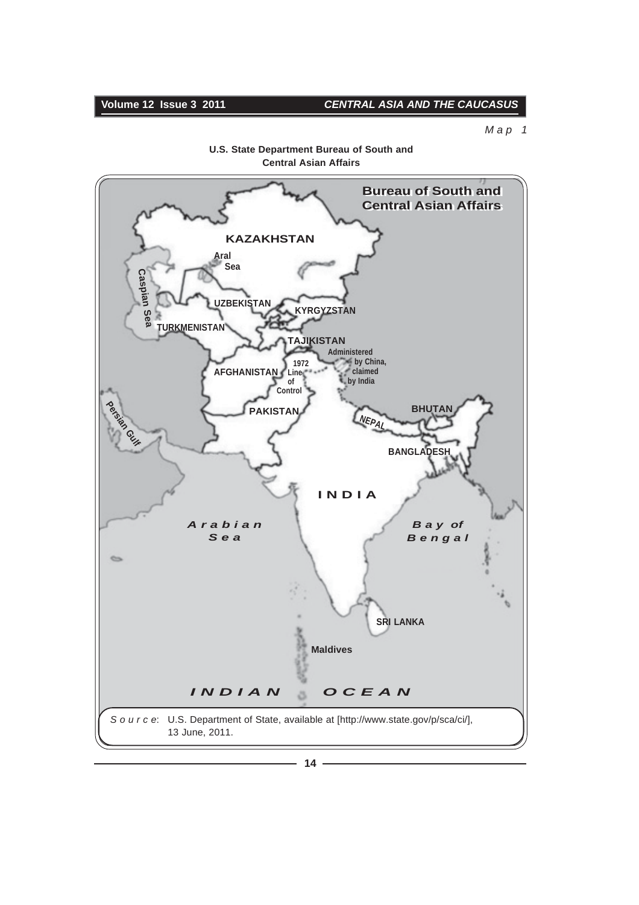*Map 1*

**U.S. State Department Bureau of South and Central Asian Affairs**

Bureau of South and Central Asian Affairs

KAZAKHSTAN

Aral Sea

Caspian Sea

UZBEKISTAN

KYRGYZSTAN

TURKMENISTAN

TAJIKISTAN

Administered by China, claimed by India

1972 Line of Control

AFGHANISTAN

Persian Gulf

PAKISTAN

BHUTAN

NEPAL

BANGLADESH

INDIA

Arabian Sea

Bay of Bengal

SRI LANKA

Maldives

INDIAN OCEAN

*Source*: U.S. Department of State, available at [http://www.state.gov/p/sca/ci/], 13 June, 2011.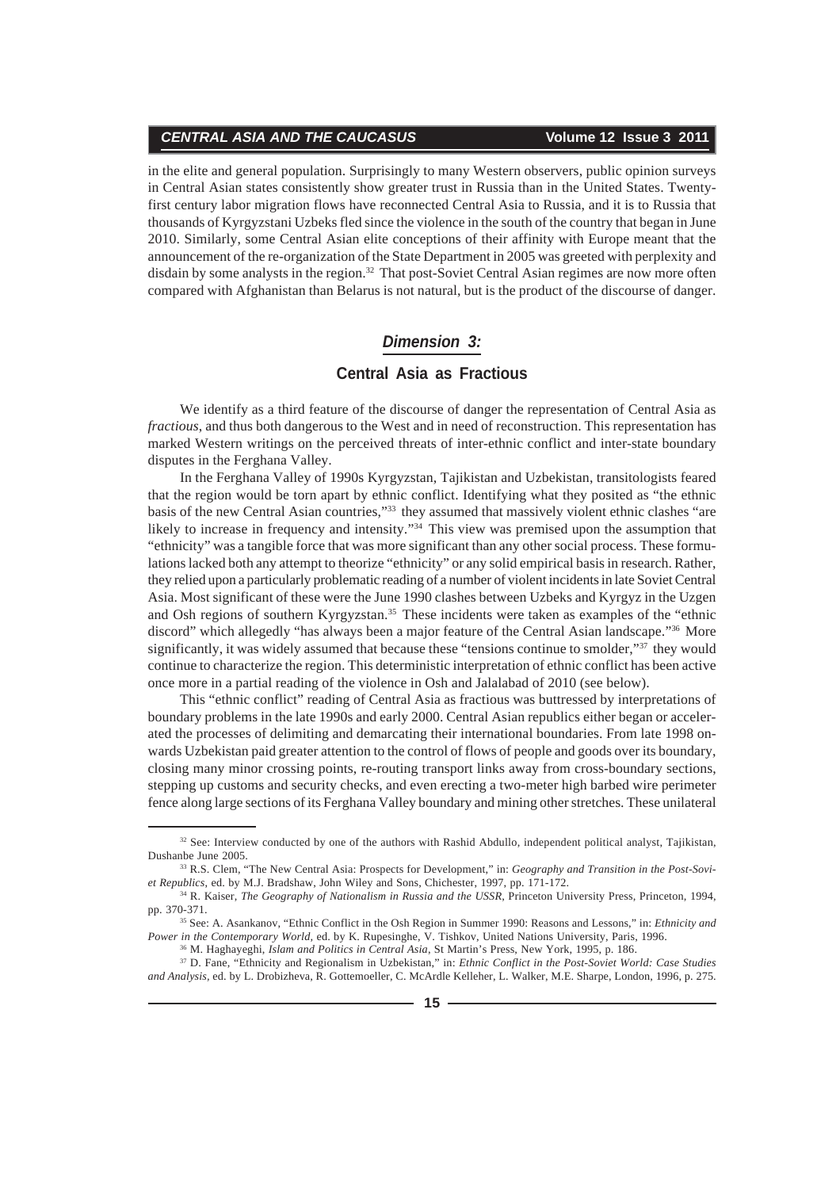in the elite and general population. Surprisingly to many Western observers, public opinion surveys in Central Asian states consistently show greater trust in Russia than in the United States. Twenty-first century labor migration flows have reconnected Central Asia to Russia, and it is to Russia that thousands of Kyrgyzstani Uzbeks fled since the violence in the south of the country that began in June 2010. Similarly, some Central Asian elite conceptions of their affinity with Europe meant that the announcement of the re-organization of the State Department in 2005 was greeted with perplexity and disdain by some analysts in the region.[32] That post-Soviet Central Asian regimes are now more often compared with Afghanistan than Belarus is not natural, but is the product of the discourse of danger.

## *Dimension 3:*

## Central Asia as Fractious

We identify as a third feature of the discourse of danger the representation of Central Asia as *fractious*, and thus both dangerous to the West and in need of reconstruction. This representation has marked Western writings on the perceived threats of inter-ethnic conflict and inter-state boundary disputes in the Ferghana Valley.

In the Ferghana Valley of 1990s Kyrgyzstan, Tajikistan and Uzbekistan, transitologists feared that the region would be torn apart by ethnic conflict. Identifying what they posited as "the ethnic basis of the new Central Asian countries,"[33] they assumed that massively violent ethnic clashes "are likely to increase in frequency and intensity."[34] This view was premised upon the assumption that "ethnicity" was a tangible force that was more significant than any other social process. These formulations lacked both any attempt to theorize "ethnicity" or any solid empirical basis in research. Rather, they relied upon a particularly problematic reading of a number of violent incidents in late Soviet Central Asia. Most significant of these were the June 1990 clashes between Uzbeks and Kyrgyz in the Uzgen and Osh regions of southern Kyrgyzstan.[35] These incidents were taken as examples of the "ethnic discord" which allegedly "has always been a major feature of the Central Asian landscape."[36] More significantly, it was widely assumed that because these "tensions continue to smolder,"[37] they would continue to characterize the region. This deterministic interpretation of ethnic conflict has been active once more in a partial reading of the violence in Osh and Jalalabad of 2010 (see below).

This "ethnic conflict" reading of Central Asia as fractious was buttressed by interpretations of boundary problems in the late 1990s and early 2000. Central Asian republics either began or accelerated the processes of delimiting and demarcating their international boundaries. From late 1998 onwards Uzbekistan paid greater attention to the control of flows of people and goods over its boundary, closing many minor crossing points, re-routing transport links away from cross-boundary sections, stepping up customs and security checks, and even erecting a two-meter high barbed wire perimeter fence along large sections of its Ferghana Valley boundary and mining other stretches. These unilateral

---

[32] See: Interview conducted by one of the authors with Rashid Abdullo, independent political analyst, Tajikistan, Dushanbe June 2005.

[33] R.S. Clem, "The New Central Asia: Prospects for Development," in: *Geography and Transition in the Post-Soviet Republics*, ed. by M.J. Bradshaw, John Wiley and Sons, Chichester, 1997, pp. 171-172.

[34] R. Kaiser, *The Geography of Nationalism in Russia and the USSR*, Princeton University Press, Princeton, 1994, pp. 370-371.

[35] See: A. Asankanov, "Ethnic Conflict in the Osh Region in Summer 1990: Reasons and Lessons," in: *Ethnicity and Power in the Contemporary World*, ed. by K. Rupesinghe, V. Tishkov, United Nations University, Paris, 1996.

[36] M. Haghayeghi, *Islam and Politics in Central Asia*, St Martin's Press, New York, 1995, p. 186.

[37] D. Fane, "Ethnicity and Regionalism in Uzbekistan," in: *Ethnic Conflict in the Post-Soviet World: Case Studies and Analysis*, ed. by L. Drobizheva, R. Gottemoeller, C. McArdle Kelleher, L. Walker, M.E. Sharpe, London, 1996, p. 275.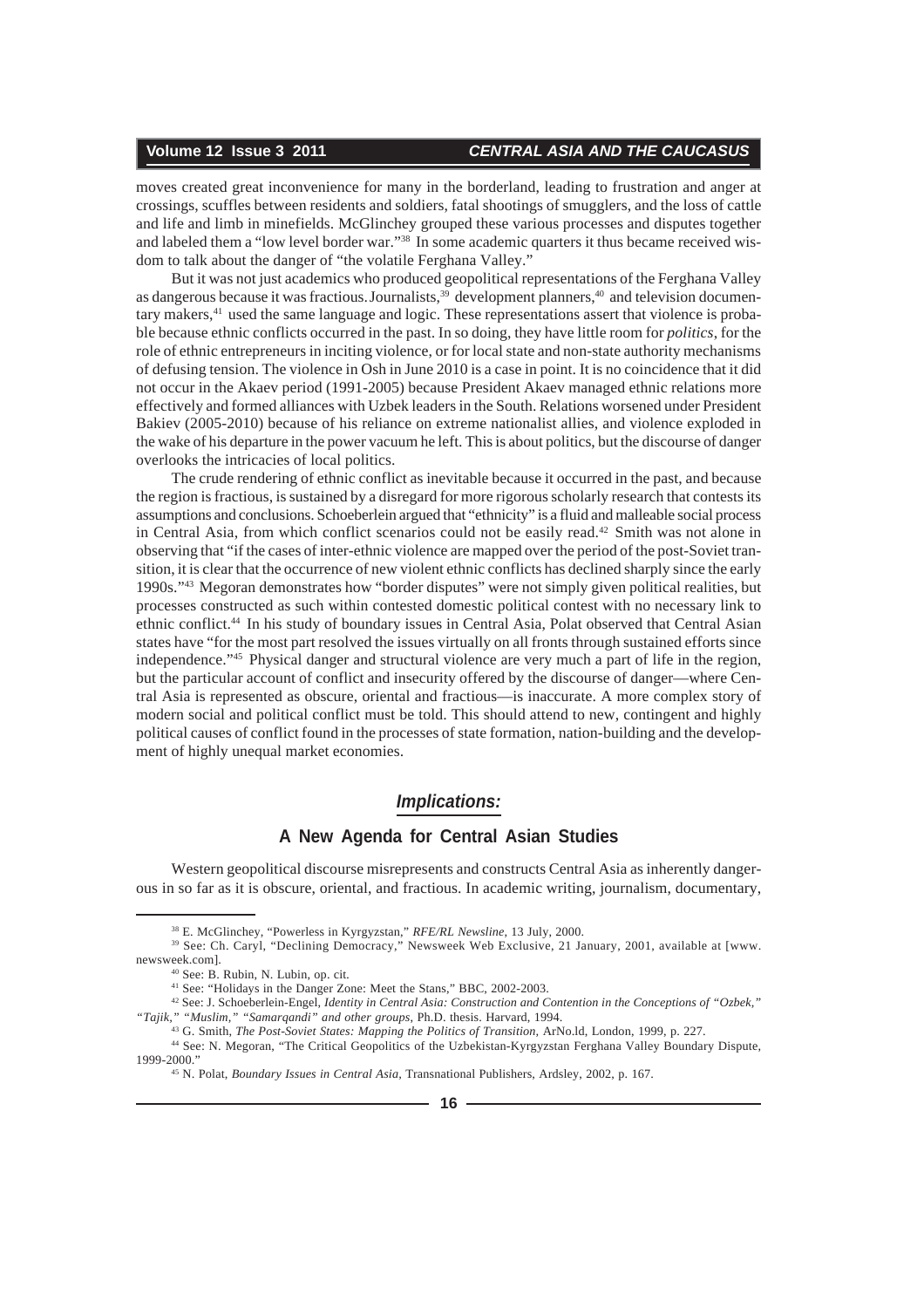moves created great inconvenience for many in the borderland, leading to frustration and anger at crossings, scuffles between residents and soldiers, fatal shootings of smugglers, and the loss of cattle and life and limb in minefields. McGlinchey grouped these various processes and disputes together and labeled them a "low level border war."[38] In some academic quarters it thus became received wisdom to talk about the danger of "the volatile Ferghana Valley."

But it was not just academics who produced geopolitical representations of the Ferghana Valley as dangerous because it was fractious. Journalists,[39] development planners,[40] and television documentary makers,[41] used the same language and logic. These representations assert that violence is probable because ethnic conflicts occurred in the past. In so doing, they have little room for *politics*, for the role of ethnic entrepreneurs in inciting violence, or for local state and non-state authority mechanisms of defusing tension. The violence in Osh in June 2010 is a case in point. It is no coincidence that it did not occur in the Akaev period (1991-2005) because President Akaev managed ethnic relations more effectively and formed alliances with Uzbek leaders in the South. Relations worsened under President Bakiev (2005-2010) because of his reliance on extreme nationalist allies, and violence exploded in the wake of his departure in the power vacuum he left. This is about politics, but the discourse of danger overlooks the intricacies of local politics.

The crude rendering of ethnic conflict as inevitable because it occurred in the past, and because the region is fractious, is sustained by a disregard for more rigorous scholarly research that contests its assumptions and conclusions. Schoeberlein argued that "ethnicity" is a fluid and malleable social process in Central Asia, from which conflict scenarios could not be easily read.[42] Smith was not alone in observing that "if the cases of inter-ethnic violence are mapped over the period of the post-Soviet transition, it is clear that the occurrence of new violent ethnic conflicts has declined sharply since the early 1990s."[43] Megoran demonstrates how "border disputes" were not simply given political realities, but processes constructed as such within contested domestic political contest with no necessary link to ethnic conflict.[44] In his study of boundary issues in Central Asia, Polat observed that Central Asian states have "for the most part resolved the issues virtually on all fronts through sustained efforts since independence."[45] Physical danger and structural violence are very much a part of life in the region, but the particular account of conflict and insecurity offered by the discourse of danger—where Central Asia is represented as obscure, oriental and fractious—is inaccurate. A more complex story of modern social and political conflict must be told. This should attend to new, contingent and highly political causes of conflict found in the processes of state formation, nation-building and the development of highly unequal market economies.

## *Implications:*

## A New Agenda for Central Asian Studies

Western geopolitical discourse misrepresents and constructs Central Asia as inherently dangerous in so far as it is obscure, oriental, and fractious. In academic writing, journalism, documentary,

---

[38] E. McGlinchey, "Powerless in Kyrgyzstan," *RFE/RL Newsline*, 13 July, 2000.

[39] See: Ch. Caryl, "Declining Democracy," Newsweek Web Exclusive, 21 January, 2001, available at [www.newsweek.com].

[40] See: B. Rubin, N. Lubin, op. cit.

[41] See: "Holidays in the Danger Zone: Meet the Stans," BBC, 2002-2003.

[42] See: J. Schoeberlein-Engel, *Identity in Central Asia: Construction and Contention in the Conceptions of "Ozbek," "Tajik," "Muslim," "Samarqandi" and other groups*, Ph.D. thesis. Harvard, 1994.

[43] G. Smith, *The Post-Soviet States: Mapping the Politics of Transition*, ArNo.ld, London, 1999, p. 227.

[44] See: N. Megoran, "The Critical Geopolitics of the Uzbekistan-Kyrgyzstan Ferghana Valley Boundary Dispute, 1999-2000."

[45] N. Polat, *Boundary Issues in Central Asia*, Transnational Publishers, Ardsley, 2002, p. 167.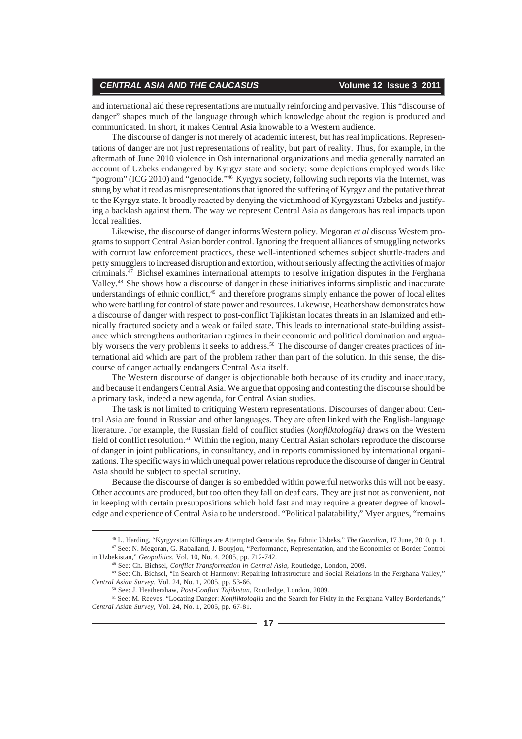and international aid these representations are mutually reinforcing and pervasive. This "discourse of danger" shapes much of the language through which knowledge about the region is produced and communicated. In short, it makes Central Asia knowable to a Western audience.

The discourse of danger is not merely of academic interest, but has real implications. Representations of danger are not just representations of reality, but part of reality. Thus, for example, in the aftermath of June 2010 violence in Osh international organizations and media generally narrated an account of Uzbeks endangered by Kyrgyz state and society: some depictions employed words like "pogrom" (ICG 2010) and "genocide."[46] Kyrgyz society, following such reports via the Internet, was stung by what it read as misrepresentations that ignored the suffering of Kyrgyz and the putative threat to the Kyrgyz state. It broadly reacted by denying the victimhood of Kyrgyzstani Uzbeks and justifying a backlash against them. The way we represent Central Asia as dangerous has real impacts upon local realities.

Likewise, the discourse of danger informs Western policy. Megoran *et al* discuss Western programs to support Central Asian border control. Ignoring the frequent alliances of smuggling networks with corrupt law enforcement practices, these well-intentioned schemes subject shuttle-traders and petty smugglers to increased disruption and extortion, without seriously affecting the activities of major criminals.[47] Bichsel examines international attempts to resolve irrigation disputes in the Ferghana Valley.[48] She shows how a discourse of danger in these initiatives informs simplistic and inaccurate understandings of ethnic conflict,[49] and therefore programs simply enhance the power of local elites who were battling for control of state power and resources. Likewise, Heathershaw demonstrates how a discourse of danger with respect to post-conflict Tajikistan locates threats in an Islamized and ethnically fractured society and a weak or failed state. This leads to international state-building assistance which strengthens authoritarian regimes in their economic and political domination and arguably worsens the very problems it seeks to address.[50] The discourse of danger creates practices of international aid which are part of the problem rather than part of the solution. In this sense, the discourse of danger actually endangers Central Asia itself.

The Western discourse of danger is objectionable both because of its crudity and inaccuracy, and because it endangers Central Asia. We argue that opposing and contesting the discourse should be a primary task, indeed a new agenda, for Central Asian studies.

The task is not limited to critiquing Western representations. Discourses of danger about Central Asia are found in Russian and other languages. They are often linked with the English-language literature. For example, the Russian field of conflict studies (*konfliktologiia)* draws on the Western field of conflict resolution.[51] Within the region, many Central Asian scholars reproduce the discourse of danger in joint publications, in consultancy, and in reports commissioned by international organizations. The specific ways in which unequal power relations reproduce the discourse of danger in Central Asia should be subject to special scrutiny.

Because the discourse of danger is so embedded within powerful networks this will not be easy. Other accounts are produced, but too often they fall on deaf ears. They are just not as convenient, not in keeping with certain presuppositions which hold fast and may require a greater degree of knowledge and experience of Central Asia to be understood. "Political palatability," Myer argues, "remains

---

[46] L. Harding, "Kyrgyzstan Killings are Attempted Genocide, Say Ethnic Uzbeks," *The Guardian*, 17 June, 2010, p. 1.

[47] See: N. Megoran, G. Raballand, J. Bouyjou, "Performance, Representation, and the Economics of Border Control in Uzbekistan," *Geopolitics*, Vol. 10, No. 4, 2005, pp. 712-742.

[48] See: Ch. Bichsel, *Conflict Transformation in Central Asia*, Routledge, London, 2009.

[49] See: Ch. Bichsel, "In Search of Harmony: Repairing Infrastructure and Social Relations in the Ferghana Valley," *Central Asian Survey*, Vol. 24, No. 1, 2005, pp. 53-66.

[50] See: J. Heathershaw, *Post-Conflict Tajikistan*, Routledge, London, 2009.

[51] See: M. Reeves, "Locating Danger: *Konfliktologiia* and the Search for Fixity in the Ferghana Valley Borderlands," *Central Asian Survey*, Vol. 24, No. 1, 2005, pp. 67-81.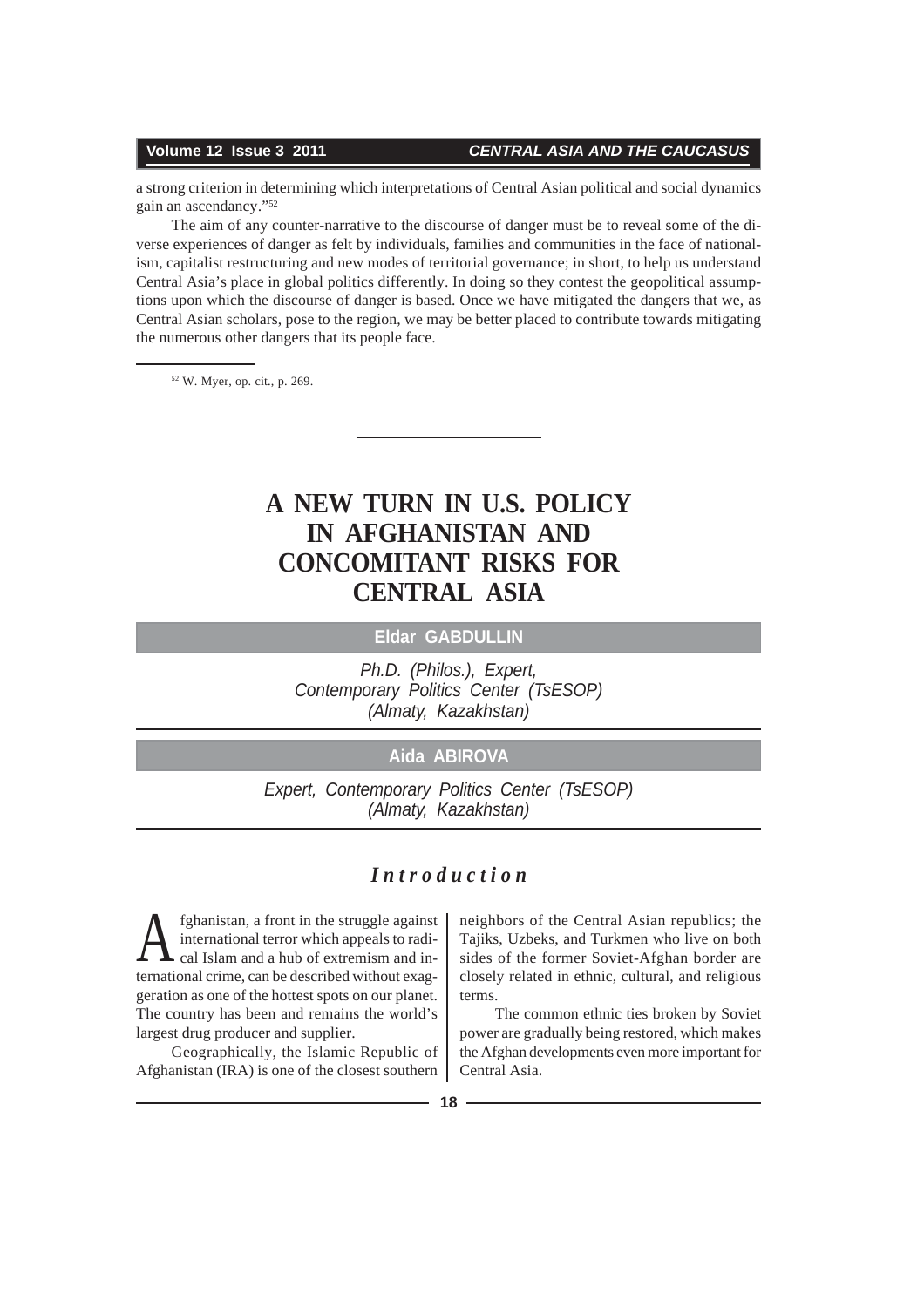a strong criterion in determining which interpretations of Central Asian political and social dynamics gain an ascendancy."[52]

The aim of any counter-narrative to the discourse of danger must be to reveal some of the diverse experiences of danger as felt by individuals, families and communities in the face of nationalism, capitalist restructuring and new modes of territorial governance; in short, to help us understand Central Asia's place in global politics differently. In doing so they contest the geopolitical assumptions upon which the discourse of danger is based. Once we have mitigated the dangers that we, as Central Asian scholars, pose to the region, we may be better placed to contribute towards mitigating the numerous other dangers that its people face.

[52] W. Myer, op. cit., p. 269.

---

# A NEW TURN IN U.S. POLICY IN AFGHANISTAN AND CONCOMITANT RISKS FOR CENTRAL ASIA

**Eldar GABDULLIN**

*Ph.D. (Philos.), Expert, Contemporary Politics Center (TsESOP) (Almaty, Kazakhstan)*

**Aida ABIROVA**

*Expert, Contemporary Politics Center (TsESOP) (Almaty, Kazakhstan)*

## *Introduction*

Afghanistan, a front in the struggle against international terror which appeals to radical Islam and a hub of extremism and international crime, can be described without exaggeration as one of the hottest spots on our planet. The country has been and remains the world's largest drug producer and supplier.

Geographically, the Islamic Republic of Afghanistan (IRA) is one of the closest southern neighbors of the Central Asian republics; the Tajiks, Uzbeks, and Turkmen who live on both sides of the former Soviet-Afghan border are closely related in ethnic, cultural, and religious terms.

The common ethnic ties broken by Soviet power are gradually being restored, which makes the Afghan developments even more important for Central Asia.